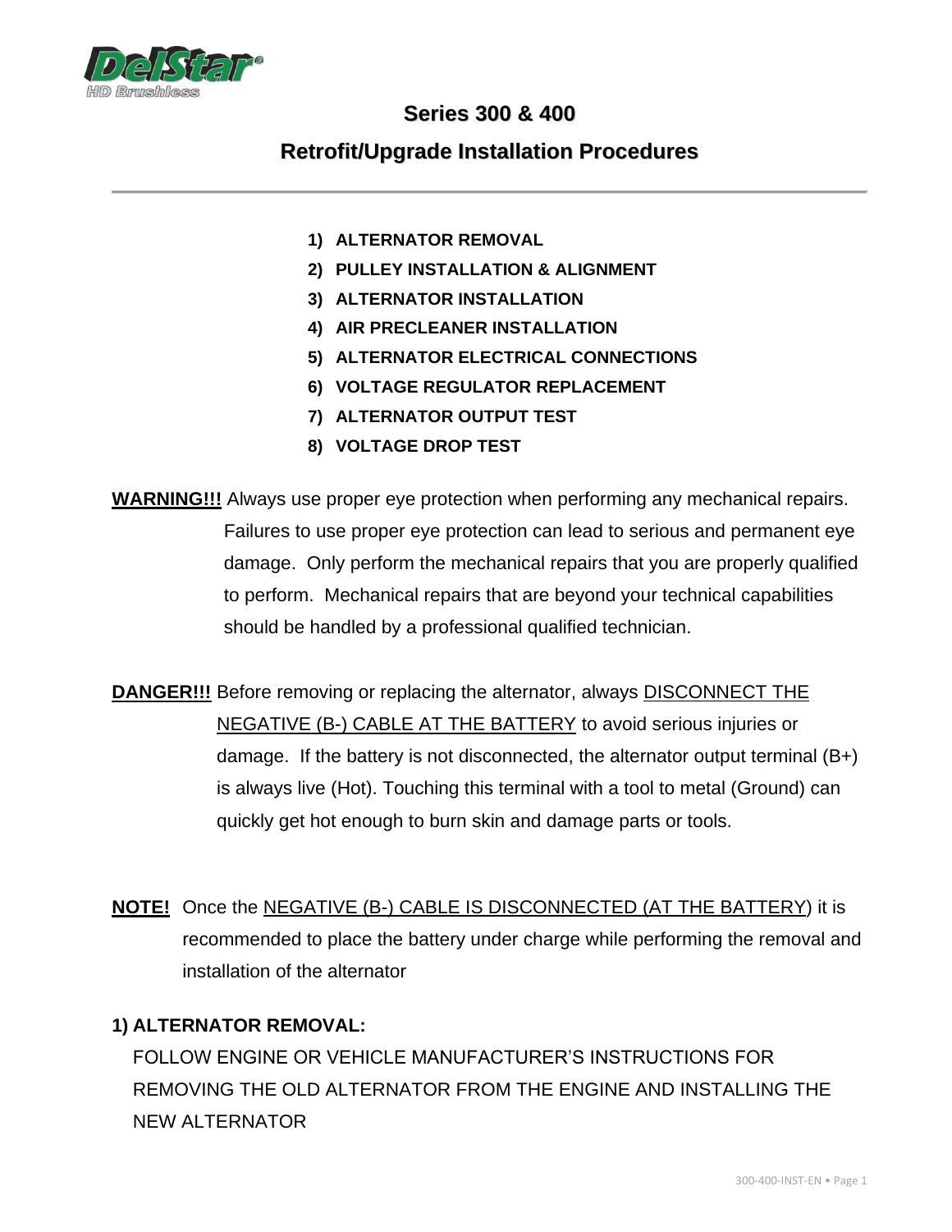**DelStar®**
*HD Brushless*

# Series 300 & 400

## Retrofit/Upgrade Installation Procedures

---

1) **ALTERNATOR REMOVAL**
2) **PULLEY INSTALLATION & ALIGNMENT**
3) **ALTERNATOR INSTALLATION**
4) **AIR PRECLEANER INSTALLATION**
5) **ALTERNATOR ELECTRICAL CONNECTIONS**
6) **VOLTAGE REGULATOR REPLACEMENT**
7) **ALTERNATOR OUTPUT TEST**
8) **VOLTAGE DROP TEST**

**WARNING!!!** Always use proper eye protection when performing any mechanical repairs. Failures to use proper eye protection can lead to serious and permanent eye damage. Only perform the mechanical repairs that you are properly qualified to perform. Mechanical repairs that are beyond your technical capabilities should be handled by a professional qualified technician.

**DANGER!!!** Before removing or replacing the alternator, always DISCONNECT THE NEGATIVE (B-) CABLE AT THE BATTERY to avoid serious injuries or damage. If the battery is not disconnected, the alternator output terminal (B+) is always live (Hot). Touching this terminal with a tool to metal (Ground) can quickly get hot enough to burn skin and damage parts or tools.

**NOTE!** Once the NEGATIVE (B-) CABLE IS DISCONNECTED (AT THE BATTERY) it is recommended to place the battery under charge while performing the removal and installation of the alternator

### 1) ALTERNATOR REMOVAL:

FOLLOW ENGINE OR VEHICLE MANUFACTURER'S INSTRUCTIONS FOR REMOVING THE OLD ALTERNATOR FROM THE ENGINE AND INSTALLING THE NEW ALTERNATOR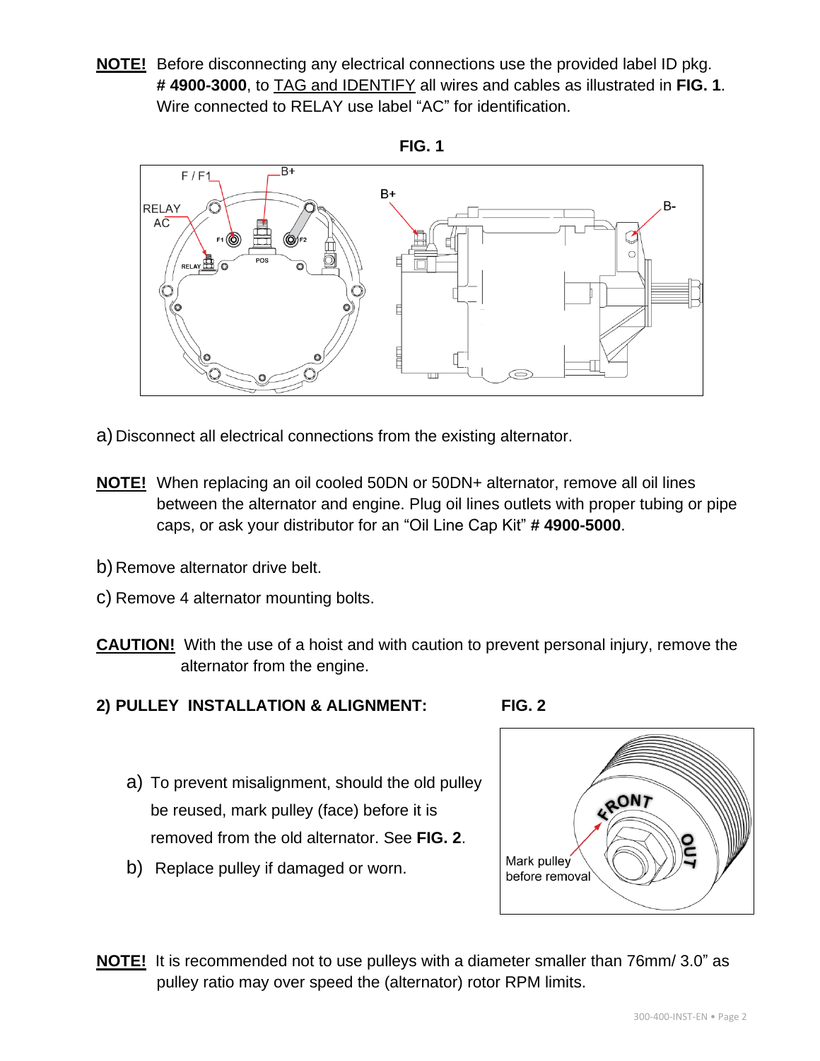**NOTE!** Before disconnecting any electrical connections use the provided label ID pkg. **# 4900-3000**, to TAG and IDENTIFY all wires and cables as illustrated in **FIG. 1**. Wire connected to RELAY use label "AC" for identification.

**FIG. 1**

a) Disconnect all electrical connections from the existing alternator.

**NOTE!** When replacing an oil cooled 50DN or 50DN+ alternator, remove all oil lines between the alternator and engine. Plug oil lines outlets with proper tubing or pipe caps, or ask your distributor for an "Oil Line Cap Kit" **# 4900-5000**.

b) Remove alternator drive belt.

c) Remove 4 alternator mounting bolts.

**CAUTION!** With the use of a hoist and with caution to prevent personal injury, remove the alternator from the engine.

### 2) PULLEY INSTALLATION & ALIGNMENT:

**FIG. 2**

a) To prevent misalignment, should the old pulley be reused, mark pulley (face) before it is removed from the old alternator. See **FIG. 2**.

b) Replace pulley if damaged or worn.

**NOTE!** It is recommended not to use pulleys with a diameter smaller than 76mm/ 3.0" as pulley ratio may over speed the (alternator) rotor RPM limits.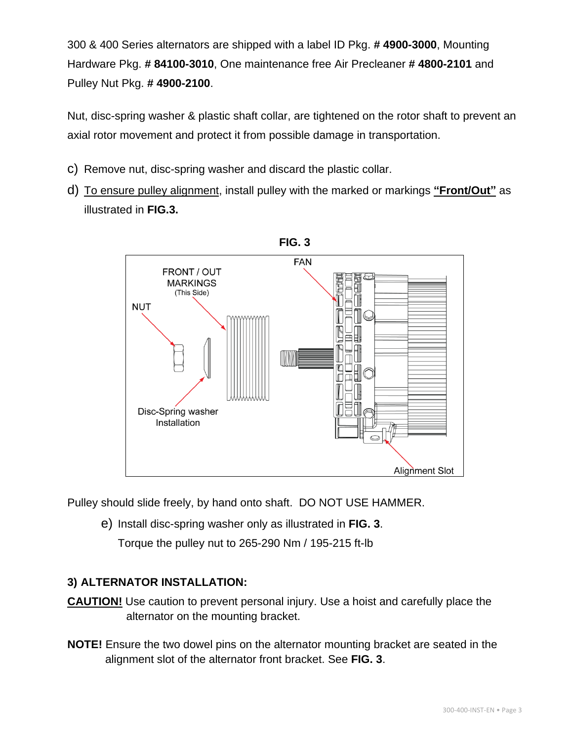300 & 400 Series alternators are shipped with a label ID Pkg. # **4900-3000**, Mounting Hardware Pkg. # **84100-3010**, One maintenance free Air Precleaner # **4800-2101** and Pulley Nut Pkg. # **4900-2100**.

Nut, disc-spring washer & plastic shaft collar, are tightened on the rotor shaft to prevent an axial rotor movement and protect it from possible damage in transportation.

c) Remove nut, disc-spring washer and discard the plastic collar.

d) To ensure pulley alignment, install pulley with the marked or markings **"Front/Out"** as illustrated in **FIG.3.**

**FIG. 3**

Pulley should slide freely, by hand onto shaft. DO NOT USE HAMMER.

e) Install disc-spring washer only as illustrated in **FIG. 3**.
   Torque the pulley nut to 265-290 Nm / 195-215 ft-lb

### 3) ALTERNATOR INSTALLATION:

**CAUTION!** Use caution to prevent personal injury. Use a hoist and carefully place the alternator on the mounting bracket.

**NOTE!** Ensure the two dowel pins on the alternator mounting bracket are seated in the alignment slot of the alternator front bracket. See **FIG. 3**.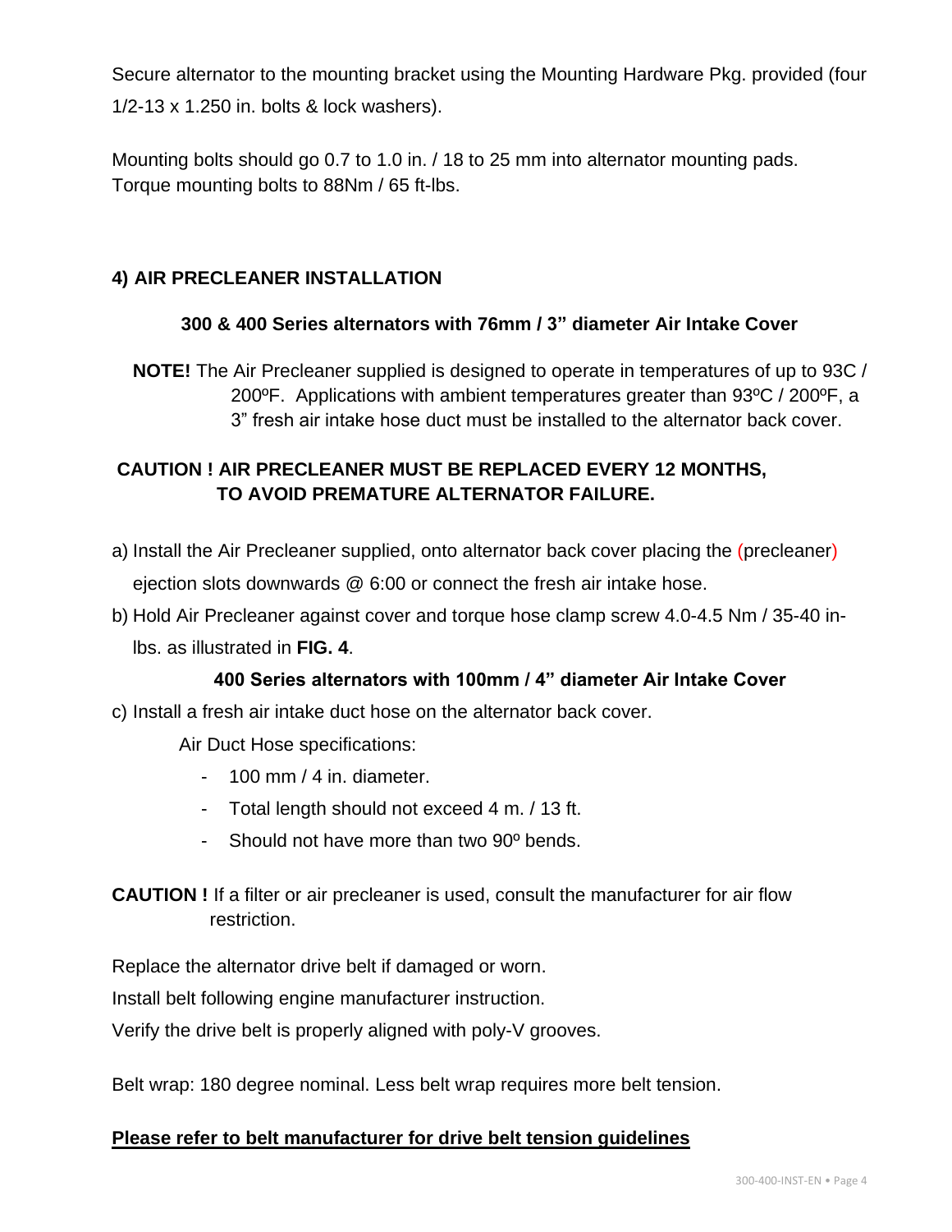Secure alternator to the mounting bracket using the Mounting Hardware Pkg. provided (four 1/2-13 x 1.250 in. bolts & lock washers).

Mounting bolts should go 0.7 to 1.0 in. / 18 to 25 mm into alternator mounting pads.
Torque mounting bolts to 88Nm / 65 ft-lbs.

## 4) AIR PRECLEANER INSTALLATION

### 300 & 400 Series alternators with 76mm / 3" diameter Air Intake Cover

**NOTE!** The Air Precleaner supplied is designed to operate in temperatures of up to 93C / 200ºF. Applications with ambient temperatures greater than 93ºC / 200ºF, a 3" fresh air intake hose duct must be installed to the alternator back cover.

**CAUTION ! AIR PRECLEANER MUST BE REPLACED EVERY 12 MONTHS, TO AVOID PREMATURE ALTERNATOR FAILURE.**

a) Install the Air Precleaner supplied, onto alternator back cover placing the (precleaner) ejection slots downwards @ 6:00 or connect the fresh air intake hose.

b) Hold Air Precleaner against cover and torque hose clamp screw 4.0-4.5 Nm / 35-40 in-lbs. as illustrated in **FIG. 4**.

### 400 Series alternators with 100mm / 4" diameter Air Intake Cover

c) Install a fresh air intake duct hose on the alternator back cover.

Air Duct Hose specifications:

- 100 mm / 4 in. diameter.
- Total length should not exceed 4 m. / 13 ft.
- Should not have more than two 90º bends.

**CAUTION !** If a filter or air precleaner is used, consult the manufacturer for air flow restriction.

Replace the alternator drive belt if damaged or worn.

Install belt following engine manufacturer instruction.

Verify the drive belt is properly aligned with poly-V grooves.

Belt wrap: 180 degree nominal. Less belt wrap requires more belt tension.

**<u>Please refer to belt manufacturer for drive belt tension guidelines</u>**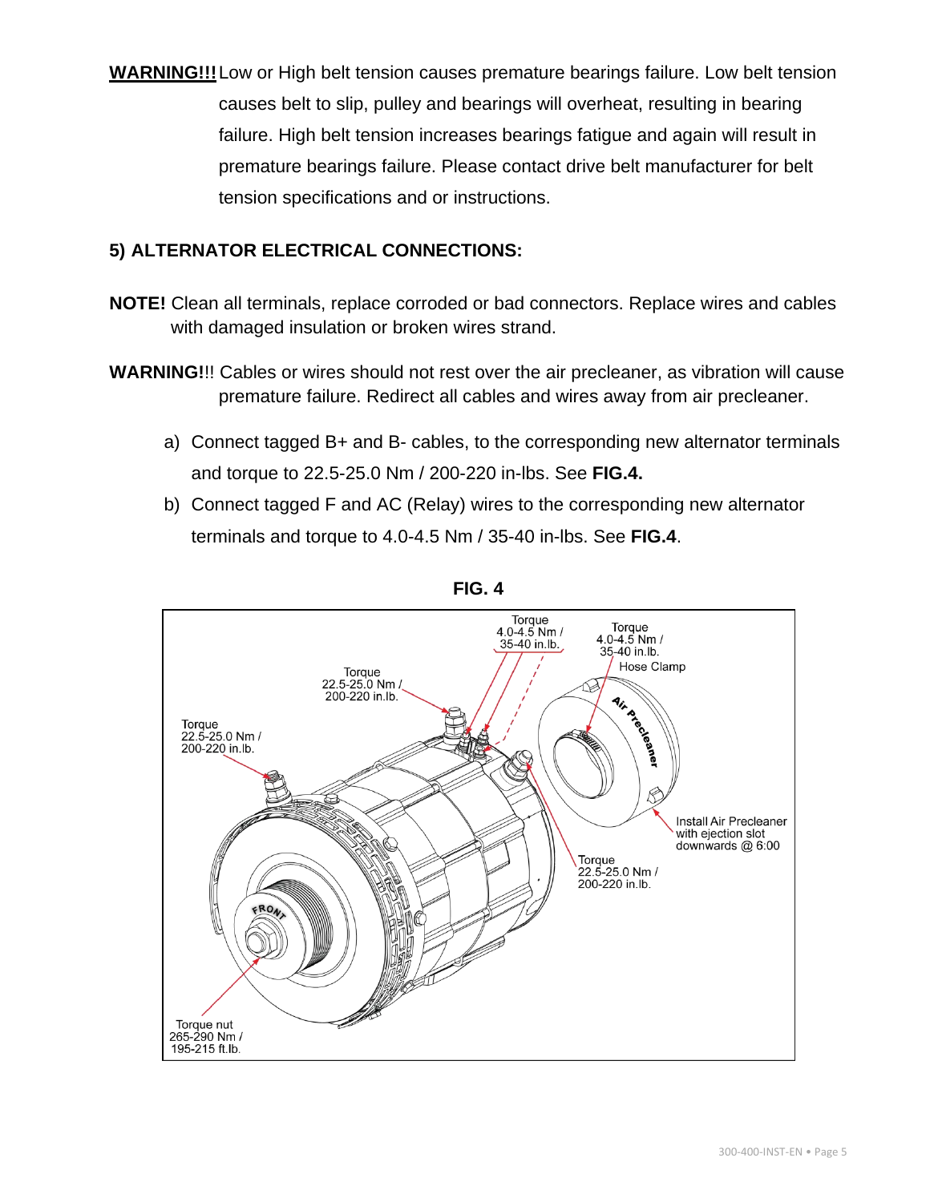**WARNING!!!** Low or High belt tension causes premature bearings failure. Low belt tension causes belt to slip, pulley and bearings will overheat, resulting in bearing failure. High belt tension increases bearings fatigue and again will result in premature bearings failure. Please contact drive belt manufacturer for belt tension specifications and or instructions.

## 5) ALTERNATOR ELECTRICAL CONNECTIONS:

**NOTE!** Clean all terminals, replace corroded or bad connectors. Replace wires and cables with damaged insulation or broken wires strand.

**WARNING!**!! Cables or wires should not rest over the air precleaner, as vibration will cause premature failure. Redirect all cables and wires away from air precleaner.

a) Connect tagged B+ and B- cables, to the corresponding new alternator terminals and torque to 22.5-25.0 Nm / 200-220 in-lbs. See **FIG.4.**

b) Connect tagged F and AC (Relay) wires to the corresponding new alternator terminals and torque to 4.0-4.5 Nm / 35-40 in-lbs. See **FIG.4**.

**FIG. 4**

Torque 4.0-4.5 Nm / 35-40 in.lb.

Torque 4.0-4.5 Nm / 35-40 in.lb. Hose Clamp

Torque 22.5-25.0 Nm / 200-220 in.lb.

Torque 22.5-25.0 Nm / 200-220 in.lb.

Air Precleaner

Install Air Precleaner with ejection slot downwards @ 6:00

Torque 22.5-25.0 Nm / 200-220 in.lb.

FRONT

Torque nut 265-290 Nm / 195-215 ft.lb.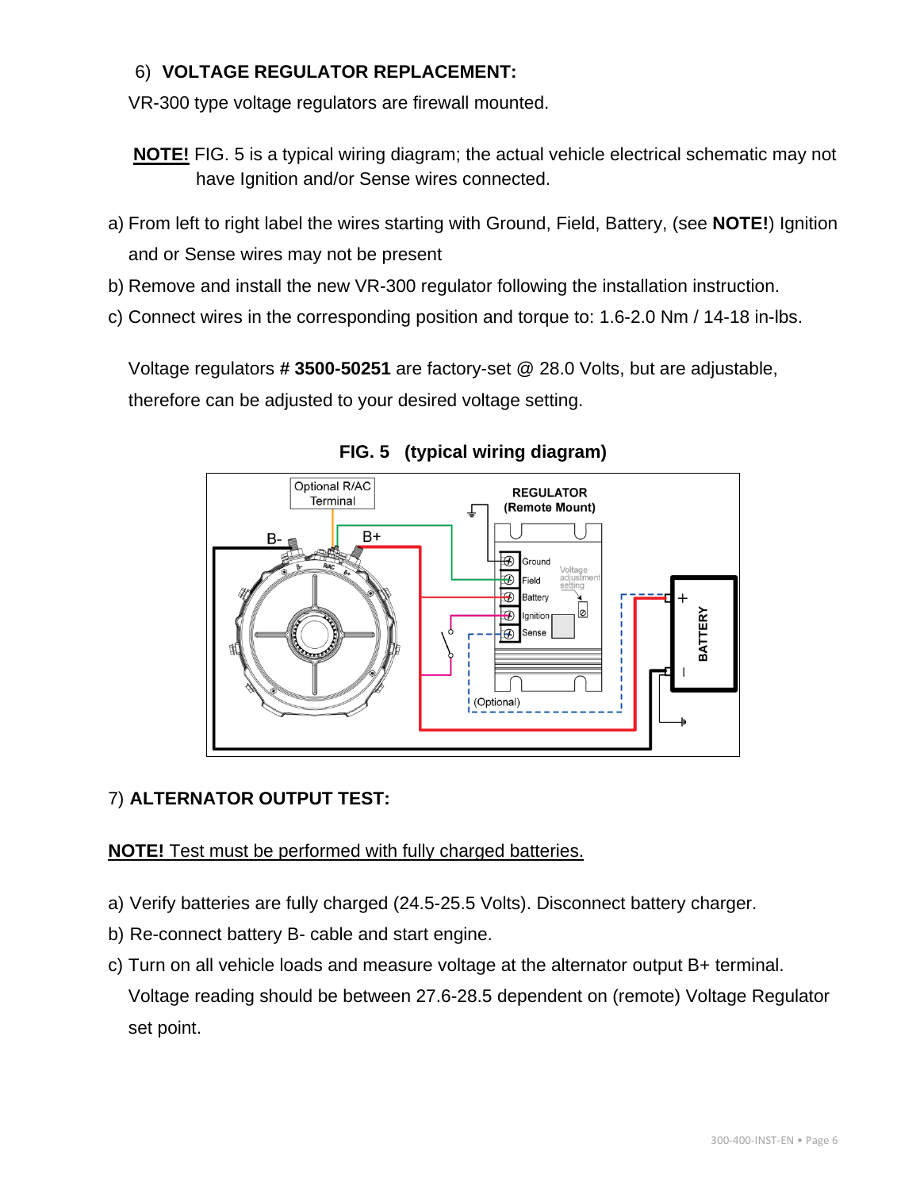6) **VOLTAGE REGULATOR REPLACEMENT:**

VR-300 type voltage regulators are firewall mounted.

**NOTE!** FIG. 5 is a typical wiring diagram; the actual vehicle electrical schematic may not have Ignition and/or Sense wires connected.

a) From left to right label the wires starting with Ground, Field, Battery, (see **NOTE!**) Ignition and or Sense wires may not be present

b) Remove and install the new VR-300 regulator following the installation instruction.

c) Connect wires in the corresponding position and torque to: 1.6-2.0 Nm / 14-18 in-lbs.

Voltage regulators # **3500-50251** are factory-set @ 28.0 Volts, but are adjustable, therefore can be adjusted to your desired voltage setting.

**FIG. 5 (typical wiring diagram)**

7) **ALTERNATOR OUTPUT TEST:**

**NOTE!** Test must be performed with fully charged batteries.

a) Verify batteries are fully charged (24.5-25.5 Volts). Disconnect battery charger.

b) Re-connect battery B- cable and start engine.

c) Turn on all vehicle loads and measure voltage at the alternator output B+ terminal. Voltage reading should be between 27.6-28.5 dependent on (remote) Voltage Regulator set point.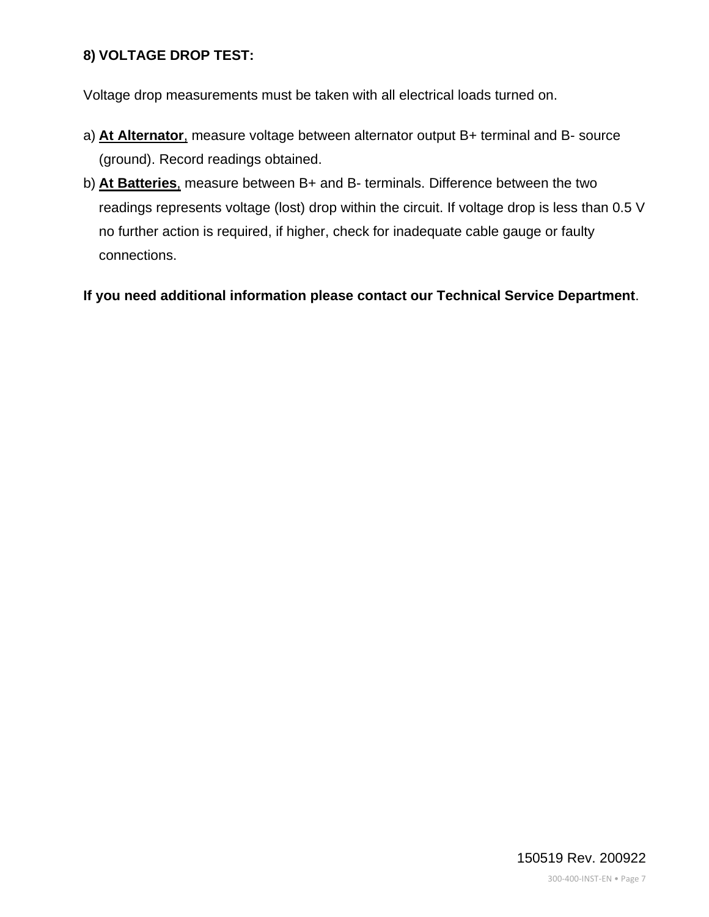**8) VOLTAGE DROP TEST:**

Voltage drop measurements must be taken with all electrical loads turned on.

a) **At Alternator**, measure voltage between alternator output B+ terminal and B- source (ground). Record readings obtained.
b) **At Batteries**, measure between B+ and B- terminals. Difference between the two readings represents voltage (lost) drop within the circuit. If voltage drop is less than 0.5 V no further action is required, if higher, check for inadequate cable gauge or faulty connections.

**If you need additional information please contact our Technical Service Department**.

150519 Rev. 200922